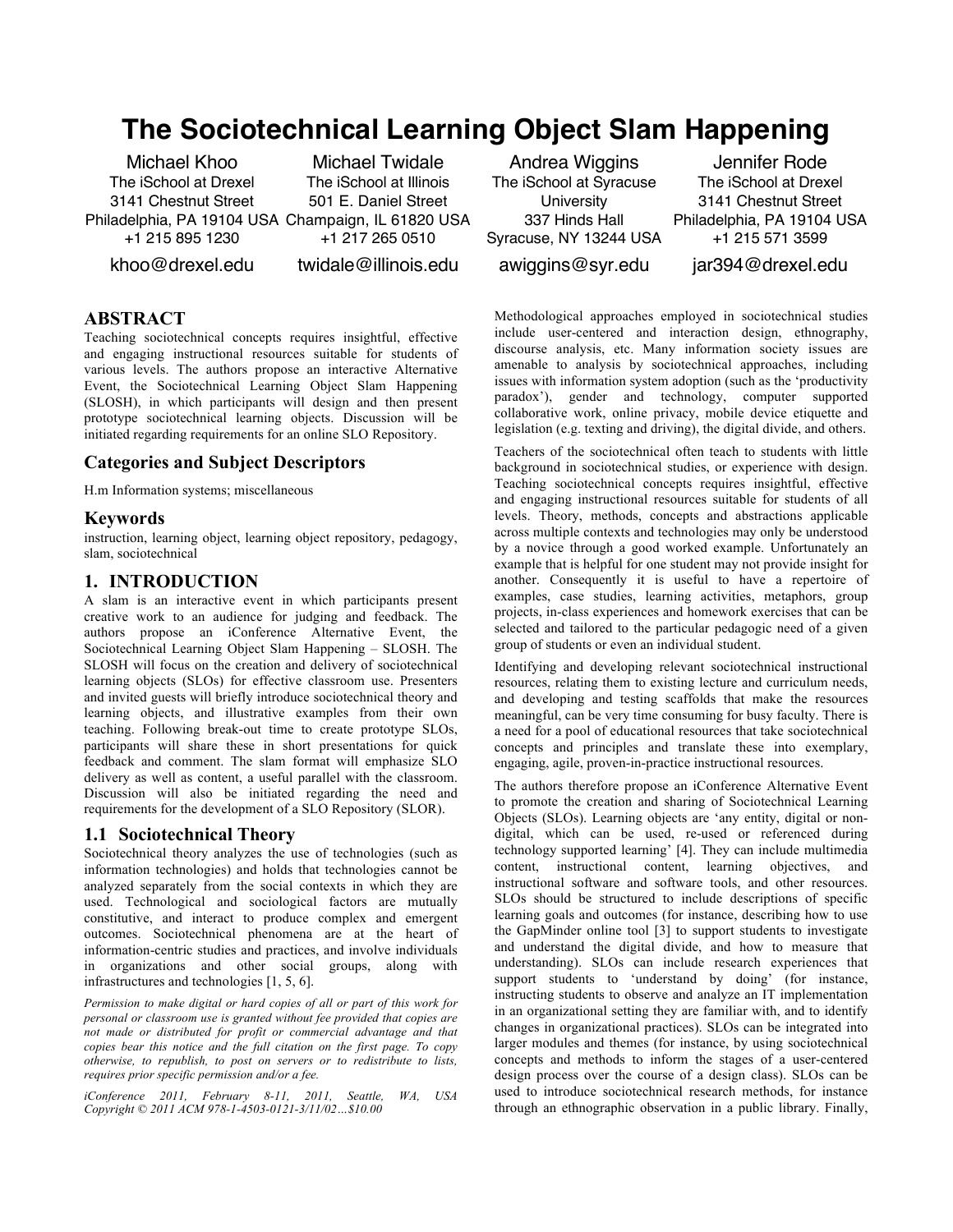# The Sociotechnical Learning Object Slam Happening

Michael Khoo
The iSchool at Drexel
3141 Chestnut Street
Philadelphia, PA 19104 USA
+1 215 895 1230
khoo@drexel.edu

Michael Twidale
The iSchool at Illinois
501 E. Daniel Street
Champaign, IL 61820 USA
+1 217 265 0510
twidale@illinois.edu

Andrea Wiggins
The iSchool at Syracuse University
337 Hinds Hall
Syracuse, NY 13244 USA
awiggins@syr.edu

Jennifer Rode
The iSchool at Drexel
3141 Chestnut Street
Philadelphia, PA 19104 USA
+1 215 571 3599
jar394@drexel.edu

## ABSTRACT

Teaching sociotechnical concepts requires insightful, effective and engaging instructional resources suitable for students of various levels. The authors propose an interactive Alternative Event, the Sociotechnical Learning Object Slam Happening (SLOSH), in which participants will design and then present prototype sociotechnical learning objects. Discussion will be initiated regarding requirements for an online SLO Repository.

## Categories and Subject Descriptors

H.m Information systems; miscellaneous

## Keywords

instruction, learning object, learning object repository, pedagogy, slam, sociotechnical

## 1. INTRODUCTION

A slam is an interactive event in which participants present creative work to an audience for judging and feedback. The authors propose an iConference Alternative Event, the Sociotechnical Learning Object Slam Happening – SLOSH. The SLOSH will focus on the creation and delivery of sociotechnical learning objects (SLOs) for effective classroom use. Presenters and invited guests will briefly introduce sociotechnical theory and learning objects, and illustrative examples from their own teaching. Following break-out time to create prototype SLOs, participants will share these in short presentations for quick feedback and comment. The slam format will emphasize SLO delivery as well as content, a useful parallel with the classroom. Discussion will also be initiated regarding the need and requirements for the development of a SLO Repository (SLOR).

### 1.1 Sociotechnical Theory

Sociotechnical theory analyzes the use of technologies (such as information technologies) and holds that technologies cannot be analyzed separately from the social contexts in which they are used. Technological and sociological factors are mutually constitutive, and interact to produce complex and emergent outcomes. Sociotechnical phenomena are at the heart of information-centric studies and practices, and involve individuals in organizations and other social groups, along with infrastructures and technologies [1, 5, 6].

*Permission to make digital or hard copies of all or part of this work for personal or classroom use is granted without fee provided that copies are not made or distributed for profit or commercial advantage and that copies bear this notice and the full citation on the first page. To copy otherwise, to republish, to post on servers or to redistribute to lists, requires prior specific permission and/or a fee.*

*iConference 2011, February 8-11, 2011, Seattle, WA, USA*
*Copyright © 2011 ACM 978-1-4503-0121-3/11/02…$10.00*

Methodological approaches employed in sociotechnical studies include user-centered and interaction design, ethnography, discourse analysis, etc. Many information society issues are amenable to analysis by sociotechnical approaches, including issues with information system adoption (such as the 'productivity paradox'), gender and technology, computer supported collaborative work, online privacy, mobile device etiquette and legislation (e.g. texting and driving), the digital divide, and others.

Teachers of the sociotechnical often teach to students with little background in sociotechnical studies, or experience with design. Teaching sociotechnical concepts requires insightful, effective and engaging instructional resources suitable for students of all levels. Theory, methods, concepts and abstractions applicable across multiple contexts and technologies may only be understood by a novice through a good worked example. Unfortunately an example that is helpful for one student may not provide insight for another. Consequently it is useful to have a repertoire of examples, case studies, learning activities, metaphors, group projects, in-class experiences and homework exercises that can be selected and tailored to the particular pedagogic need of a given group of students or even an individual student.

Identifying and developing relevant sociotechnical instructional resources, relating them to existing lecture and curriculum needs, and developing and testing scaffolds that make the resources meaningful, can be very time consuming for busy faculty. There is a need for a pool of educational resources that take sociotechnical concepts and principles and translate these into exemplary, engaging, agile, proven-in-practice instructional resources.

The authors therefore propose an iConference Alternative Event to promote the creation and sharing of Sociotechnical Learning Objects (SLOs). Learning objects are 'any entity, digital or non-digital, which can be used, re-used or referenced during technology supported learning' [4]. They can include multimedia content, instructional content, learning objectives, and instructional software and software tools, and other resources. SLOs should be structured to include descriptions of specific learning goals and outcomes (for instance, describing how to use the GapMinder online tool [3] to support students to investigate and understand the digital divide, and how to measure that understanding). SLOs can include research experiences that support students to 'understand by doing' (for instance, instructing students to observe and analyze an IT implementation in an organizational setting they are familiar with, and to identify changes in organizational practices). SLOs can be integrated into larger modules and themes (for instance, by using sociotechnical concepts and methods to inform the stages of a user-centered design process over the course of a design class). SLOs can be used to introduce sociotechnical research methods, for instance through an ethnographic observation in a public library. Finally,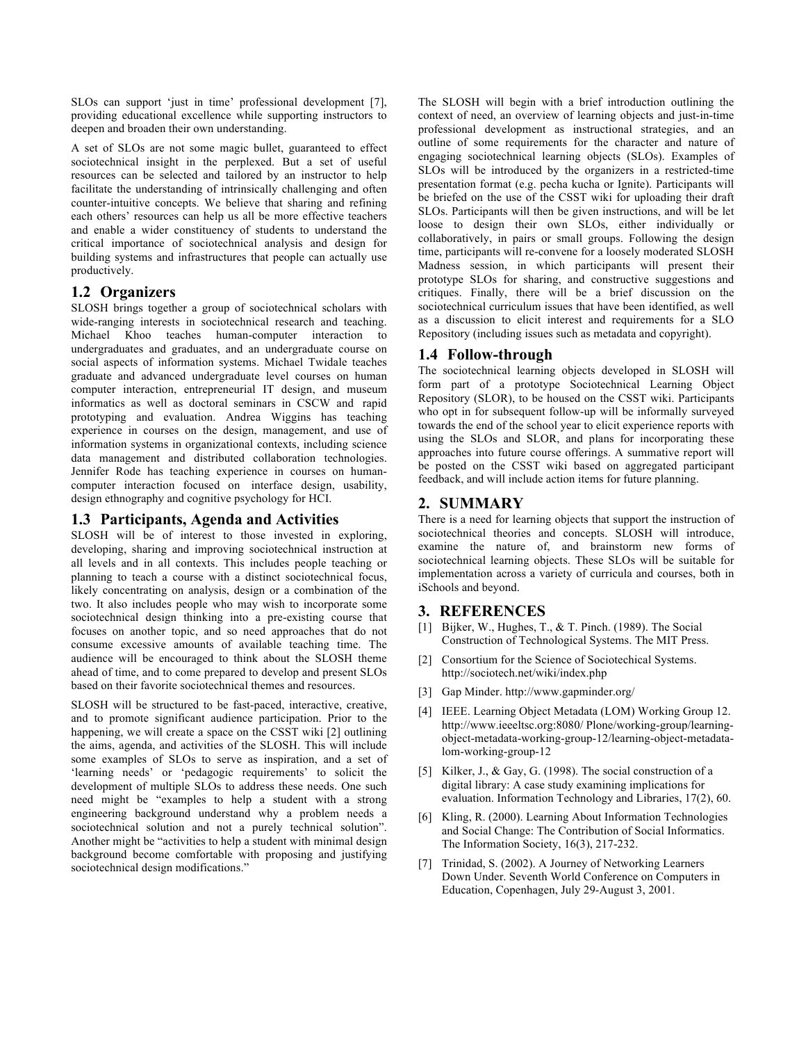SLOs can support 'just in time' professional development [7], providing educational excellence while supporting instructors to deepen and broaden their own understanding.

A set of SLOs are not some magic bullet, guaranteed to effect sociotechnical insight in the perplexed. But a set of useful resources can be selected and tailored by an instructor to help facilitate the understanding of intrinsically challenging and often counter-intuitive concepts. We believe that sharing and refining each others' resources can help us all be more effective teachers and enable a wider constituency of students to understand the critical importance of sociotechnical analysis and design for building systems and infrastructures that people can actually use productively.

## 1.2 Organizers

SLOSH brings together a group of sociotechnical scholars with wide-ranging interests in sociotechnical research and teaching. Michael Khoo teaches human-computer interaction to undergraduates and graduates, and an undergraduate course on social aspects of information systems. Michael Twidale teaches graduate and advanced undergraduate level courses on human computer interaction, entrepreneurial IT design, and museum informatics as well as doctoral seminars in CSCW and rapid prototyping and evaluation. Andrea Wiggins has teaching experience in courses on the design, management, and use of information systems in organizational contexts, including science data management and distributed collaboration technologies. Jennifer Rode has teaching experience in courses on human-computer interaction focused on interface design, usability, design ethnography and cognitive psychology for HCI.

## 1.3 Participants, Agenda and Activities

SLOSH will be of interest to those invested in exploring, developing, sharing and improving sociotechnical instruction at all levels and in all contexts. This includes people teaching or planning to teach a course with a distinct sociotechnical focus, likely concentrating on analysis, design or a combination of the two. It also includes people who may wish to incorporate some sociotechnical design thinking into a pre-existing course that focuses on another topic, and so need approaches that do not consume excessive amounts of available teaching time. The audience will be encouraged to think about the SLOSH theme ahead of time, and to come prepared to develop and present SLOs based on their favorite sociotechnical themes and resources.

SLOSH will be structured to be fast-paced, interactive, creative, and to promote significant audience participation. Prior to the happening, we will create a space on the CSST wiki [2] outlining the aims, agenda, and activities of the SLOSH. This will include some examples of SLOs to serve as inspiration, and a set of 'learning needs' or 'pedagogic requirements' to solicit the development of multiple SLOs to address these needs. One such need might be "examples to help a student with a strong engineering background understand why a problem needs a sociotechnical solution and not a purely technical solution". Another might be "activities to help a student with minimal design background become comfortable with proposing and justifying sociotechnical design modifications."

The SLOSH will begin with a brief introduction outlining the context of need, an overview of learning objects and just-in-time professional development as instructional strategies, and an outline of some requirements for the character and nature of engaging sociotechnical learning objects (SLOs). Examples of SLOs will be introduced by the organizers in a restricted-time presentation format (e.g. pecha kucha or Ignite). Participants will be briefed on the use of the CSST wiki for uploading their draft SLOs. Participants will then be given instructions, and will be let loose to design their own SLOs, either individually or collaboratively, in pairs or small groups. Following the design time, participants will re-convene for a loosely moderated SLOSH Madness session, in which participants will present their prototype SLOs for sharing, and constructive suggestions and critiques. Finally, there will be a brief discussion on the sociotechnical curriculum issues that have been identified, as well as a discussion to elicit interest and requirements for a SLO Repository (including issues such as metadata and copyright).

## 1.4 Follow-through

The sociotechnical learning objects developed in SLOSH will form part of a prototype Sociotechnical Learning Object Repository (SLOR), to be housed on the CSST wiki. Participants who opt in for subsequent follow-up will be informally surveyed towards the end of the school year to elicit experience reports with using the SLOs and SLOR, and plans for incorporating these approaches into future course offerings. A summative report will be posted on the CSST wiki based on aggregated participant feedback, and will include action items for future planning.

# 2. SUMMARY

There is a need for learning objects that support the instruction of sociotechnical theories and concepts. SLOSH will introduce, examine the nature of, and brainstorm new forms of sociotechnical learning objects. These SLOs will be suitable for implementation across a variety of curricula and courses, both in iSchools and beyond.

# 3. REFERENCES

[1] Bijker, W., Hughes, T., & T. Pinch. (1989). The Social Construction of Technological Systems. The MIT Press.

[2] Consortium for the Science of Sociotechical Systems. http://sociotech.net/wiki/index.php

[3] Gap Minder. http://www.gapminder.org/

[4] IEEE. Learning Object Metadata (LOM) Working Group 12. http://www.ieeeltsc.org:8080/ Plone/working-group/learning-object-metadata-working-group-12/learning-object-metadata-lom-working-group-12

[5] Kilker, J., & Gay, G. (1998). The social construction of a digital library: A case study examining implications for evaluation. Information Technology and Libraries, 17(2), 60.

[6] Kling, R. (2000). Learning About Information Technologies and Social Change: The Contribution of Social Informatics. The Information Society, 16(3), 217-232.

[7] Trinidad, S. (2002). A Journey of Networking Learners Down Under. Seventh World Conference on Computers in Education, Copenhagen, July 29-August 3, 2001.